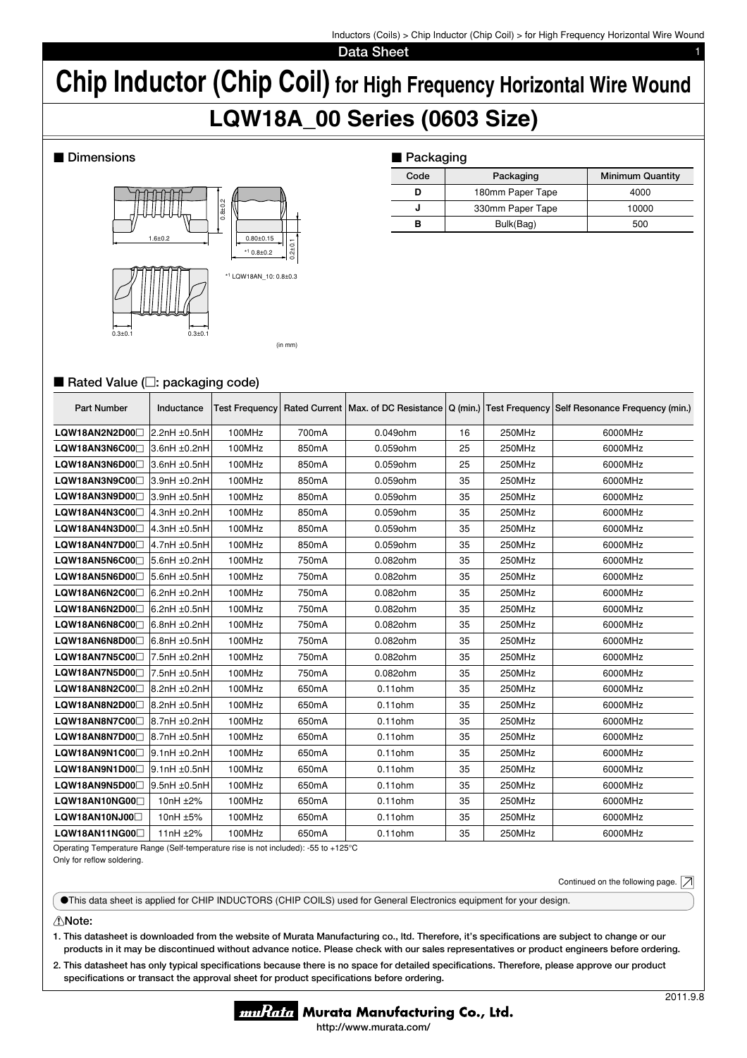Inductors (Coils) > Chip Inductor (Chip Coil) > for High Frequency Horizontal Wire Wound

# Chip Inductor (Chip Coil) for High Frequency Horizontal Wire Wound

## LQW18A_00 Series (0603 Size)

### ■ Dimensions

1.6±0.2

0.8±0.2

0.80±0.15

*1 0.8±0.2

0.2±0.1

0.3±0.1

0.3±0.1

*1 LQW18AN_10: 0.8±0.3

(in mm)

### ■ Packaging

| Code | Packaging | Minimum Quantity |
|---|---|---|
| D | 180mm Paper Tape | 4000 |
| J | 330mm Paper Tape | 10000 |
| B | Bulk(Bag) | 500 |

### ■ Rated Value (□: packaging code)

| Part Number | Inductance | Test Frequency | Rated Current | Max. of DC Resistance | Q (min.) | Test Frequency | Self Resonance Frequency (min.) |
|---|---|---|---|---|---|---|---|
| LQW18AN2N2D00□ | 2.2nH ±0.5nH | 100MHz | 700mA | 0.049ohm | 16 | 250MHz | 6000MHz |
| LQW18AN3N6C00□ | 3.6nH ±0.2nH | 100MHz | 850mA | 0.059ohm | 25 | 250MHz | 6000MHz |
| LQW18AN3N6D00□ | 3.6nH ±0.5nH | 100MHz | 850mA | 0.059ohm | 25 | 250MHz | 6000MHz |
| LQW18AN3N9C00□ | 3.9nH ±0.2nH | 100MHz | 850mA | 0.059ohm | 35 | 250MHz | 6000MHz |
| LQW18AN3N9D00□ | 3.9nH ±0.5nH | 100MHz | 850mA | 0.059ohm | 35 | 250MHz | 6000MHz |
| LQW18AN4N3C00□ | 4.3nH ±0.2nH | 100MHz | 850mA | 0.059ohm | 35 | 250MHz | 6000MHz |
| LQW18AN4N3D00□ | 4.3nH ±0.5nH | 100MHz | 850mA | 0.059ohm | 35 | 250MHz | 6000MHz |
| LQW18AN4N7D00□ | 4.7nH ±0.5nH | 100MHz | 850mA | 0.059ohm | 35 | 250MHz | 6000MHz |
| LQW18AN5N6C00□ | 5.6nH ±0.2nH | 100MHz | 750mA | 0.082ohm | 35 | 250MHz | 6000MHz |
| LQW18AN5N6D00□ | 5.6nH ±0.5nH | 100MHz | 750mA | 0.082ohm | 35 | 250MHz | 6000MHz |
| LQW18AN6N2C00□ | 6.2nH ±0.2nH | 100MHz | 750mA | 0.082ohm | 35 | 250MHz | 6000MHz |
| LQW18AN6N2D00□ | 6.2nH ±0.5nH | 100MHz | 750mA | 0.082ohm | 35 | 250MHz | 6000MHz |
| LQW18AN6N8C00□ | 6.8nH ±0.2nH | 100MHz | 750mA | 0.082ohm | 35 | 250MHz | 6000MHz |
| LQW18AN6N8D00□ | 6.8nH ±0.5nH | 100MHz | 750mA | 0.082ohm | 35 | 250MHz | 6000MHz |
| LQW18AN7N5C00□ | 7.5nH ±0.2nH | 100MHz | 750mA | 0.082ohm | 35 | 250MHz | 6000MHz |
| LQW18AN7N5D00□ | 7.5nH ±0.5nH | 100MHz | 750mA | 0.082ohm | 35 | 250MHz | 6000MHz |
| LQW18AN8N2C00□ | 8.2nH ±0.2nH | 100MHz | 650mA | 0.11ohm | 35 | 250MHz | 6000MHz |
| LQW18AN8N2D00□ | 8.2nH ±0.5nH | 100MHz | 650mA | 0.11ohm | 35 | 250MHz | 6000MHz |
| LQW18AN8N7C00□ | 8.7nH ±0.2nH | 100MHz | 650mA | 0.11ohm | 35 | 250MHz | 6000MHz |
| LQW18AN8N7D00□ | 8.7nH ±0.5nH | 100MHz | 650mA | 0.11ohm | 35 | 250MHz | 6000MHz |
| LQW18AN9N1C00□ | 9.1nH ±0.2nH | 100MHz | 650mA | 0.11ohm | 35 | 250MHz | 6000MHz |
| LQW18AN9N1D00□ | 9.1nH ±0.5nH | 100MHz | 650mA | 0.11ohm | 35 | 250MHz | 6000MHz |
| LQW18AN9N5D00□ | 9.5nH ±0.5nH | 100MHz | 650mA | 0.11ohm | 35 | 250MHz | 6000MHz |
| LQW18AN10NG00□ | 10nH ±2% | 100MHz | 650mA | 0.11ohm | 35 | 250MHz | 6000MHz |
| LQW18AN10NJ00□ | 10nH ±5% | 100MHz | 650mA | 0.11ohm | 35 | 250MHz | 6000MHz |
| LQW18AN11NG00□ | 11nH ±2% | 100MHz | 650mA | 0.11ohm | 35 | 250MHz | 6000MHz |

Operating Temperature Range (Self-temperature rise is not included): -55 to +125°C

Only for reflow soldering.

Continued on the following page.

●This data sheet is applied for CHIP INDUCTORS (CHIP COILS) used for General Electronics equipment for your design.

⚠Note:

1. This datasheet is downloaded from the website of Murata Manufacturing co., ltd. Therefore, it's specifications are subject to change or our products in it may be discontinued without advance notice. Please check with our sales representatives or product engineers before ordering.
2. This datasheet has only typical specifications because there is no space for detailed specifications. Therefore, please approve our product specifications or transact the approval sheet for product specifications before ordering.

2011.9.8

Murata Manufacturing Co., Ltd.

http://www.murata.com/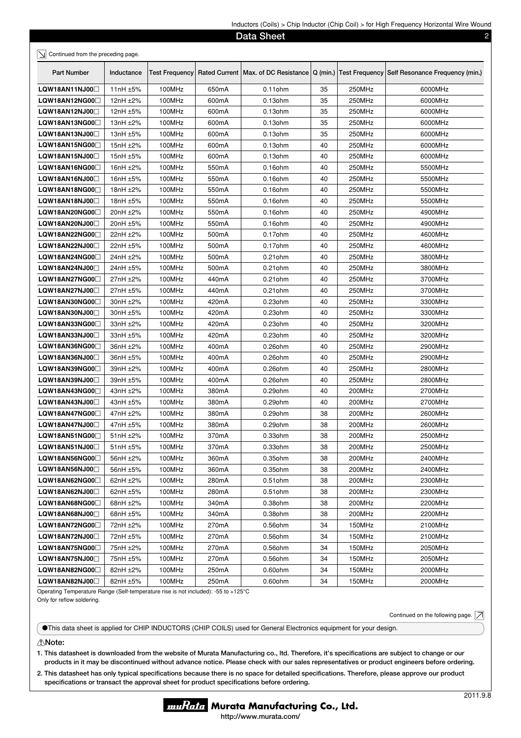Inductors (Coils) > Chip Inductor (Chip Coil) > for High Frequency Horizontal Wire Wound

## Data Sheet

Continued from the preceding page.

| Part Number | Inductance | Test Frequency | Rated Current | Max. of DC Resistance | Q (min.) | Test Frequency | Self Resonance Frequency (min.) |
|---|---|---|---|---|---|---|---|
| LQW18AN11NJ00□ | 11nH ±5% | 100MHz | 650mA | 0.11ohm | 35 | 250MHz | 6000MHz |
| LQW18AN12NG00□ | 12nH ±2% | 100MHz | 600mA | 0.13ohm | 35 | 250MHz | 6000MHz |
| LQW18AN12NJ00□ | 12nH ±5% | 100MHz | 600mA | 0.13ohm | 35 | 250MHz | 6000MHz |
| LQW18AN13NG00□ | 13nH ±2% | 100MHz | 600mA | 0.13ohm | 35 | 250MHz | 6000MHz |
| LQW18AN13NJ00□ | 13nH ±5% | 100MHz | 600mA | 0.13ohm | 35 | 250MHz | 6000MHz |
| LQW18AN15NG00□ | 15nH ±2% | 100MHz | 600mA | 0.13ohm | 40 | 250MHz | 6000MHz |
| LQW18AN15NJ00□ | 15nH ±5% | 100MHz | 600mA | 0.13ohm | 40 | 250MHz | 6000MHz |
| LQW18AN16NG00□ | 16nH ±2% | 100MHz | 550mA | 0.16ohm | 40 | 250MHz | 5500MHz |
| LQW18AN16NJ00□ | 16nH ±5% | 100MHz | 550mA | 0.16ohm | 40 | 250MHz | 5500MHz |
| LQW18AN18NG00□ | 18nH ±2% | 100MHz | 550mA | 0.16ohm | 40 | 250MHz | 5500MHz |
| LQW18AN18NJ00□ | 18nH ±5% | 100MHz | 550mA | 0.16ohm | 40 | 250MHz | 5500MHz |
| LQW18AN20NG00□ | 20nH ±2% | 100MHz | 550mA | 0.16ohm | 40 | 250MHz | 4900MHz |
| LQW18AN20NJ00□ | 20nH ±5% | 100MHz | 550mA | 0.16ohm | 40 | 250MHz | 4900MHz |
| LQW18AN22NG00□ | 22nH ±2% | 100MHz | 500mA | 0.17ohm | 40 | 250MHz | 4600MHz |
| LQW18AN22NJ00□ | 22nH ±5% | 100MHz | 500mA | 0.17ohm | 40 | 250MHz | 4600MHz |
| LQW18AN24NG00□ | 24nH ±2% | 100MHz | 500mA | 0.21ohm | 40 | 250MHz | 3800MHz |
| LQW18AN24NJ00□ | 24nH ±5% | 100MHz | 500mA | 0.21ohm | 40 | 250MHz | 3800MHz |
| LQW18AN27NG00□ | 27nH ±2% | 100MHz | 440mA | 0.21ohm | 40 | 250MHz | 3700MHz |
| LQW18AN27NJ00□ | 27nH ±5% | 100MHz | 440mA | 0.21ohm | 40 | 250MHz | 3700MHz |
| LQW18AN30NG00□ | 30nH ±2% | 100MHz | 420mA | 0.23ohm | 40 | 250MHz | 3300MHz |
| LQW18AN30NJ00□ | 30nH ±5% | 100MHz | 420mA | 0.23ohm | 40 | 250MHz | 3300MHz |
| LQW18AN33NG00□ | 33nH ±2% | 100MHz | 420mA | 0.23ohm | 40 | 250MHz | 3200MHz |
| LQW18AN33NJ00□ | 33nH ±5% | 100MHz | 420mA | 0.23ohm | 40 | 250MHz | 3200MHz |
| LQW18AN36NG00□ | 36nH ±2% | 100MHz | 400mA | 0.26ohm | 40 | 250MHz | 2900MHz |
| LQW18AN36NJ00□ | 36nH ±5% | 100MHz | 400mA | 0.26ohm | 40 | 250MHz | 2900MHz |
| LQW18AN39NG00□ | 39nH ±2% | 100MHz | 400mA | 0.26ohm | 40 | 250MHz | 2800MHz |
| LQW18AN39NJ00□ | 39nH ±5% | 100MHz | 400mA | 0.26ohm | 40 | 250MHz | 2800MHz |
| LQW18AN43NG00□ | 43nH ±2% | 100MHz | 380mA | 0.29ohm | 40 | 200MHz | 2700MHz |
| LQW18AN43NJ00□ | 43nH ±5% | 100MHz | 380mA | 0.29ohm | 40 | 200MHz | 2700MHz |
| LQW18AN47NG00□ | 47nH ±2% | 100MHz | 380mA | 0.29ohm | 38 | 200MHz | 2600MHz |
| LQW18AN47NJ00□ | 47nH ±5% | 100MHz | 380mA | 0.29ohm | 38 | 200MHz | 2600MHz |
| LQW18AN51NG00□ | 51nH ±2% | 100MHz | 370mA | 0.33ohm | 38 | 200MHz | 2500MHz |
| LQW18AN51NJ00□ | 51nH ±5% | 100MHz | 370mA | 0.33ohm | 38 | 200MHz | 2500MHz |
| LQW18AN56NG00□ | 56nH ±2% | 100MHz | 360mA | 0.35ohm | 38 | 200MHz | 2400MHz |
| LQW18AN56NJ00□ | 56nH ±5% | 100MHz | 360mA | 0.35ohm | 38 | 200MHz | 2400MHz |
| LQW18AN62NG00□ | 62nH ±2% | 100MHz | 280mA | 0.51ohm | 38 | 200MHz | 2300MHz |
| LQW18AN62NJ00□ | 62nH ±5% | 100MHz | 280mA | 0.51ohm | 38 | 200MHz | 2300MHz |
| LQW18AN68NG00□ | 68nH ±2% | 100MHz | 340mA | 0.38ohm | 38 | 200MHz | 2200MHz |
| LQW18AN68NJ00□ | 68nH ±5% | 100MHz | 340mA | 0.38ohm | 38 | 200MHz | 2200MHz |
| LQW18AN72NG00□ | 72nH ±2% | 100MHz | 270mA | 0.56ohm | 34 | 150MHz | 2100MHz |
| LQW18AN72NJ00□ | 72nH ±5% | 100MHz | 270mA | 0.56ohm | 34 | 150MHz | 2100MHz |
| LQW18AN75NG00□ | 75nH ±2% | 100MHz | 270mA | 0.56ohm | 34 | 150MHz | 2050MHz |
| LQW18AN75NJ00□ | 75nH ±5% | 100MHz | 270mA | 0.56ohm | 34 | 150MHz | 2050MHz |
| LQW18AN82NG00□ | 82nH ±2% | 100MHz | 250mA | 0.60ohm | 34 | 150MHz | 2000MHz |
| LQW18AN82NJ00□ | 82nH ±5% | 100MHz | 250mA | 0.60ohm | 34 | 150MHz | 2000MHz |

Operating Temperature Range (Self-temperature rise is not included): -55 to +125°C

Only for reflow soldering.

Continued on the following page.

●This data sheet is applied for CHIP INDUCTORS (CHIP COILS) used for General Electronics equipment for your design.

⚠Note:

1. This datasheet is downloaded from the website of Murata Manufacturing co., ltd. Therefore, it's specifications are subject to change or our products in it may be discontinued without advance notice. Please check with our sales representatives or product engineers before ordering.
2. This datasheet has only typical specifications because there is no space for detailed specifications. Therefore, please approve our product specifications or transact the approval sheet for product specifications before ordering.

2011.9.8

Murata Manufacturing Co., Ltd.

http://www.murata.com/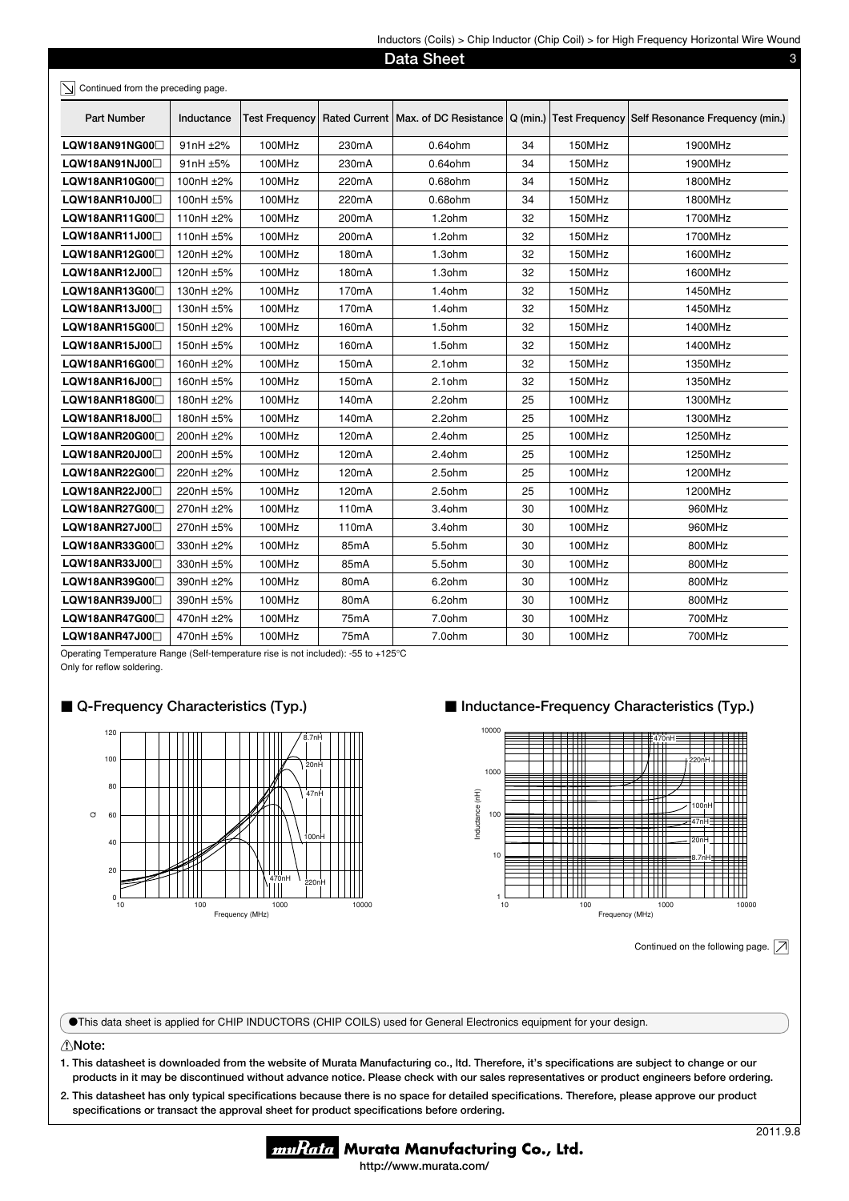Continued from the preceding page.

| Part Number | Inductance | Test Frequency | Rated Current | Max. of DC Resistance | Q (min.) | Test Frequency | Self Resonance Frequency (min.) |
|---|---|---|---|---|---|---|---|
| LQW18AN91NG00□ | 91nH ±2% | 100MHz | 230mA | 0.64ohm | 34 | 150MHz | 1900MHz |
| LQW18AN91NJ00□ | 91nH ±5% | 100MHz | 230mA | 0.64ohm | 34 | 150MHz | 1900MHz |
| LQW18ANR10G00□ | 100nH ±2% | 100MHz | 220mA | 0.68ohm | 34 | 150MHz | 1800MHz |
| LQW18ANR10J00□ | 100nH ±5% | 100MHz | 220mA | 0.68ohm | 34 | 150MHz | 1800MHz |
| LQW18ANR11G00□ | 110nH ±2% | 100MHz | 200mA | 1.2ohm | 32 | 150MHz | 1700MHz |
| LQW18ANR11J00□ | 110nH ±5% | 100MHz | 200mA | 1.2ohm | 32 | 150MHz | 1700MHz |
| LQW18ANR12G00□ | 120nH ±2% | 100MHz | 180mA | 1.3ohm | 32 | 150MHz | 1600MHz |
| LQW18ANR12J00□ | 120nH ±5% | 100MHz | 180mA | 1.3ohm | 32 | 150MHz | 1600MHz |
| LQW18ANR13G00□ | 130nH ±2% | 100MHz | 170mA | 1.4ohm | 32 | 150MHz | 1450MHz |
| LQW18ANR13J00□ | 130nH ±5% | 100MHz | 170mA | 1.4ohm | 32 | 150MHz | 1450MHz |
| LQW18ANR15G00□ | 150nH ±2% | 100MHz | 160mA | 1.5ohm | 32 | 150MHz | 1400MHz |
| LQW18ANR15J00□ | 150nH ±5% | 100MHz | 160mA | 1.5ohm | 32 | 150MHz | 1400MHz |
| LQW18ANR16G00□ | 160nH ±2% | 100MHz | 150mA | 2.1ohm | 32 | 150MHz | 1350MHz |
| LQW18ANR16J00□ | 160nH ±5% | 100MHz | 150mA | 2.1ohm | 32 | 150MHz | 1350MHz |
| LQW18ANR18G00□ | 180nH ±2% | 100MHz | 140mA | 2.2ohm | 25 | 100MHz | 1300MHz |
| LQW18ANR18J00□ | 180nH ±5% | 100MHz | 140mA | 2.2ohm | 25 | 100MHz | 1300MHz |
| LQW18ANR20G00□ | 200nH ±2% | 100MHz | 120mA | 2.4ohm | 25 | 100MHz | 1250MHz |
| LQW18ANR20J00□ | 200nH ±5% | 100MHz | 120mA | 2.4ohm | 25 | 100MHz | 1250MHz |
| LQW18ANR22G00□ | 220nH ±2% | 100MHz | 120mA | 2.5ohm | 25 | 100MHz | 1200MHz |
| LQW18ANR22J00□ | 220nH ±5% | 100MHz | 120mA | 2.5ohm | 25 | 100MHz | 1200MHz |
| LQW18ANR27G00□ | 270nH ±2% | 100MHz | 110mA | 3.4ohm | 30 | 100MHz | 960MHz |
| LQW18ANR27J00□ | 270nH ±5% | 100MHz | 110mA | 3.4ohm | 30 | 100MHz | 960MHz |
| LQW18ANR33G00□ | 330nH ±2% | 100MHz | 85mA | 5.5ohm | 30 | 100MHz | 800MHz |
| LQW18ANR33J00□ | 330nH ±5% | 100MHz | 85mA | 5.5ohm | 30 | 100MHz | 800MHz |
| LQW18ANR39G00□ | 390nH ±2% | 100MHz | 80mA | 6.2ohm | 30 | 100MHz | 800MHz |
| LQW18ANR39J00□ | 390nH ±5% | 100MHz | 80mA | 6.2ohm | 30 | 100MHz | 800MHz |
| LQW18ANR47G00□ | 470nH ±2% | 100MHz | 75mA | 7.0ohm | 30 | 100MHz | 700MHz |
| LQW18ANR47J00□ | 470nH ±5% | 100MHz | 75mA | 7.0ohm | 30 | 100MHz | 700MHz |

Operating Temperature Range (Self-temperature rise is not included): -55 to +125°C
Only for reflow soldering.

## ■ Q-Frequency Characteristics (Typ.)

## ■ Inductance-Frequency Characteristics (Typ.)

Continued on the following page.

●This data sheet is applied for CHIP INDUCTORS (CHIP COILS) used for General Electronics equipment for your design.

**⚠Note:**

1. **This datasheet is downloaded from the website of Murata Manufacturing co., ltd. Therefore, it's specifications are subject to change or our products in it may be discontinued without advance notice. Please check with our sales representatives or product engineers before ordering.**
2. **This datasheet has only typical specifications because there is no space for detailed specifications. Therefore, please approve our product specifications or transact the approval sheet for product specifications before ordering.**

2011.9.8

Murata Manufacturing Co., Ltd.
http://www.murata.com/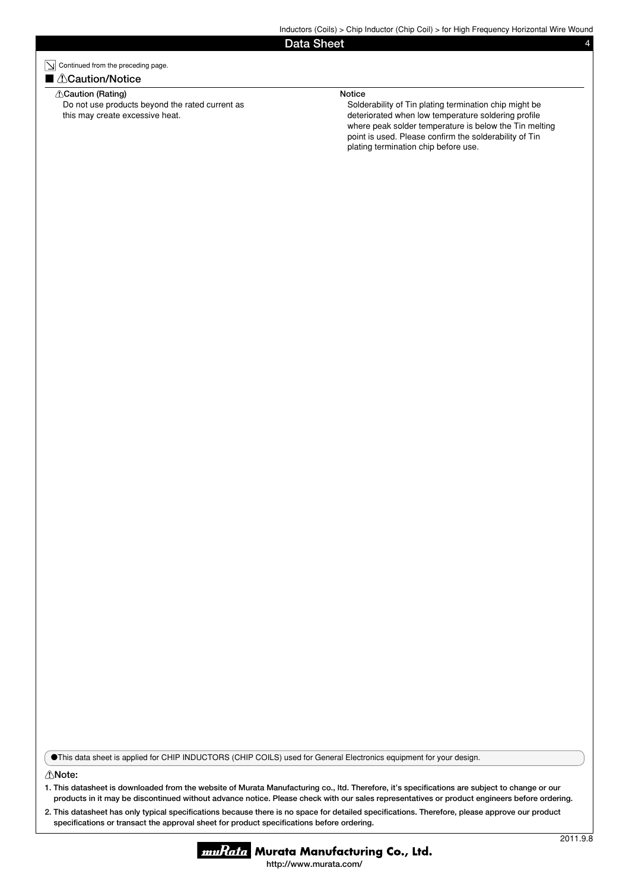Continued from the preceding page.

## ■ ⚠Caution/Notice

**⚠Caution (Rating)**

Do not use products beyond the rated current as this may create excessive heat.

**Notice**

Solderability of Tin plating termination chip might be deteriorated when low temperature soldering profile where peak solder temperature is below the Tin melting point is used. Please confirm the solderability of Tin plating termination chip before use.

●This data sheet is applied for CHIP INDUCTORS (CHIP COILS) used for General Electronics equipment for your design.

**⚠Note:**

1. **This datasheet is downloaded from the website of Murata Manufacturing co., ltd. Therefore, it's specifications are subject to change or our products in it may be discontinued without advance notice. Please check with our sales representatives or product engineers before ordering.**
2. **This datasheet has only typical specifications because there is no space for detailed specifications. Therefore, please approve our product specifications or transact the approval sheet for product specifications before ordering.**

2011.9.8

Murata Manufacturing Co., Ltd.
http://www.murata.com/